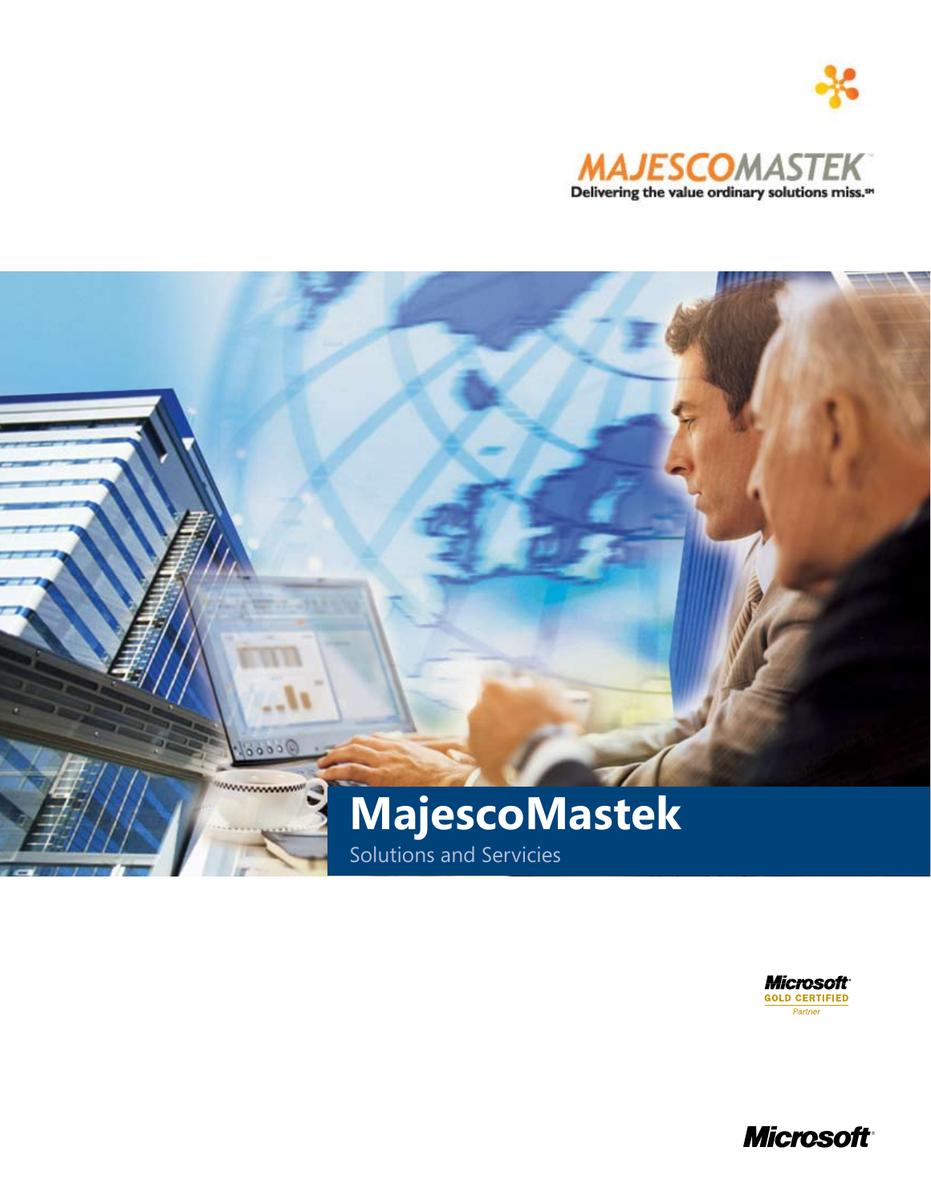MAJESCOMASTEK™

Delivering the value ordinary solutions miss.℠

# MajescoMastek

Solutions and Servicies

Microsoft® GOLD CERTIFIED Partner

Microsoft®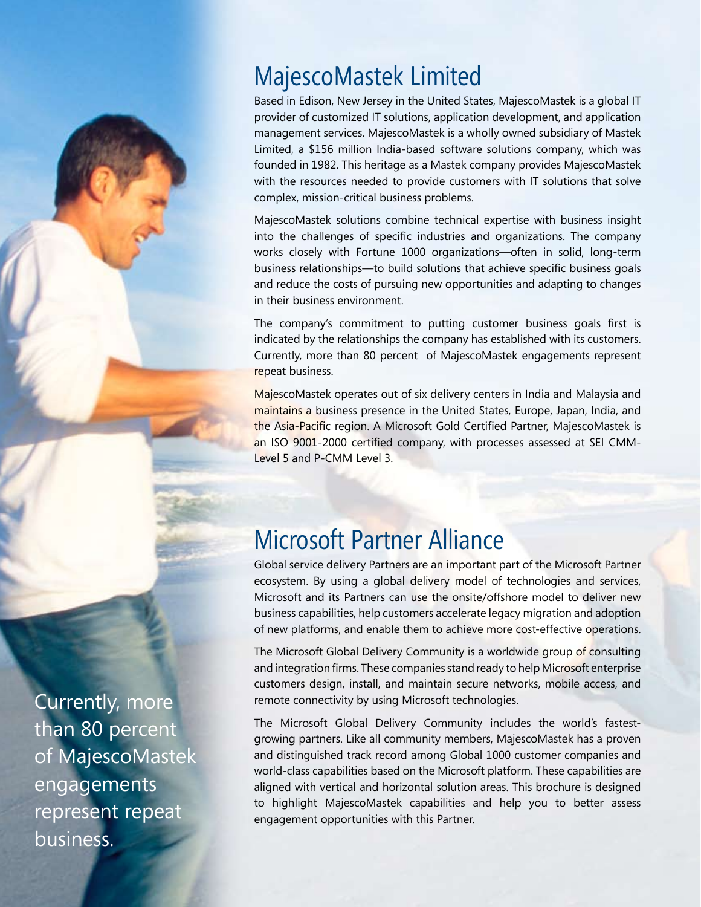## MajescoMastek Limited

Based in Edison, New Jersey in the United States, MajescoMastek is a global IT provider of customized IT solutions, application development, and application management services. MajescoMastek is a wholly owned subsidiary of Mastek Limited, a $156 million India-based software solutions company, which was founded in 1982. This heritage as a Mastek company provides MajescoMastek with the resources needed to provide customers with IT solutions that solve complex, mission-critical business problems.

MajescoMastek solutions combine technical expertise with business insight into the challenges of specific industries and organizations. The company works closely with Fortune 1000 organizations—often in solid, long-term business relationships—to build solutions that achieve specific business goals and reduce the costs of pursuing new opportunities and adapting to changes in their business environment.

The company's commitment to putting customer business goals first is indicated by the relationships the company has established with its customers. Currently, more than 80 percent of MajescoMastek engagements represent repeat business.

MajescoMastek operates out of six delivery centers in India and Malaysia and maintains a business presence in the United States, Europe, Japan, India, and the Asia-Pacific region. A Microsoft Gold Certified Partner, MajescoMastek is an ISO 9001-2000 certified company, with processes assessed at SEI CMM-Level 5 and P-CMM Level 3.

## Microsoft Partner Alliance

Global service delivery Partners are an important part of the Microsoft Partner ecosystem. By using a global delivery model of technologies and services, Microsoft and its Partners can use the onsite/offshore model to deliver new business capabilities, help customers accelerate legacy migration and adoption of new platforms, and enable them to achieve more cost-effective operations.

The Microsoft Global Delivery Community is a worldwide group of consulting and integration firms. These companies stand ready to help Microsoft enterprise customers design, install, and maintain secure networks, mobile access, and remote connectivity by using Microsoft technologies.

The Microsoft Global Delivery Community includes the world's fastest-growing partners. Like all community members, MajescoMastek has a proven and distinguished track record among Global 1000 customer companies and world-class capabilities based on the Microsoft platform. These capabilities are aligned with vertical and horizontal solution areas. This brochure is designed to highlight MajescoMastek capabilities and help you to better assess engagement opportunities with this Partner.

Currently, more than 80 percent of MajescoMastek engagements represent repeat business.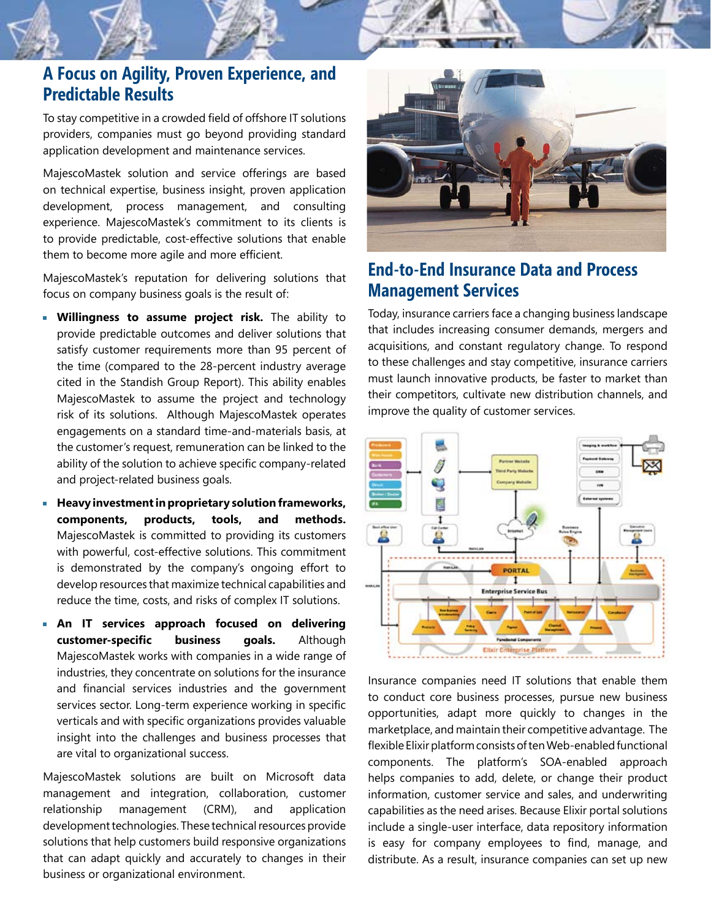## A Focus on Agility, Proven Experience, and Predictable Results

To stay competitive in a crowded field of offshore IT solutions providers, companies must go beyond providing standard application development and maintenance services.

MajescoMastek solution and service offerings are based on technical expertise, business insight, proven application development, process management, and consulting experience. MajescoMastek's commitment to its clients is to provide predictable, cost-effective solutions that enable them to become more agile and more efficient.

MajescoMastek's reputation for delivering solutions that focus on company business goals is the result of:

- **Willingness to assume project risk.** The ability to provide predictable outcomes and deliver solutions that satisfy customer requirements more than 95 percent of the time (compared to the 28-percent industry average cited in the Standish Group Report). This ability enables MajescoMastek to assume the project and technology risk of its solutions. Although MajescoMastek operates engagements on a standard time-and-materials basis, at the customer's request, remuneration can be linked to the ability of the solution to achieve specific company-related and project-related business goals.
- **Heavy investment in proprietary solution frameworks, components, products, tools, and methods.** MajescoMastek is committed to providing its customers with powerful, cost-effective solutions. This commitment is demonstrated by the company's ongoing effort to develop resources that maximize technical capabilities and reduce the time, costs, and risks of complex IT solutions.
- **An IT services approach focused on delivering customer-specific business goals.** Although MajescoMastek works with companies in a wide range of industries, they concentrate on solutions for the insurance and financial services industries and the government services sector. Long-term experience working in specific verticals and with specific organizations provides valuable insight into the challenges and business processes that are vital to organizational success.

MajescoMastek solutions are built on Microsoft data management and integration, collaboration, customer relationship management (CRM), and application development technologies. These technical resources provide solutions that help customers build responsive organizations that can adapt quickly and accurately to changes in their business or organizational environment.

## End-to-End Insurance Data and Process Management Services

Today, insurance carriers face a changing business landscape that includes increasing consumer demands, mergers and acquisitions, and constant regulatory change. To respond to these challenges and stay competitive, insurance carriers must launch innovative products, be faster to market than their competitors, cultivate new distribution channels, and improve the quality of customer services.

Insurance companies need IT solutions that enable them to conduct core business processes, pursue new business opportunities, adapt more quickly to changes in the marketplace, and maintain their competitive advantage. The flexible Elixir platform consists of ten Web-enabled functional components. The platform's SOA-enabled approach helps companies to add, delete, or change their product information, customer service and sales, and underwriting capabilities as the need arises. Because Elixir portal solutions include a single-user interface, data repository information is easy for company employees to find, manage, and distribute. As a result, insurance companies can set up new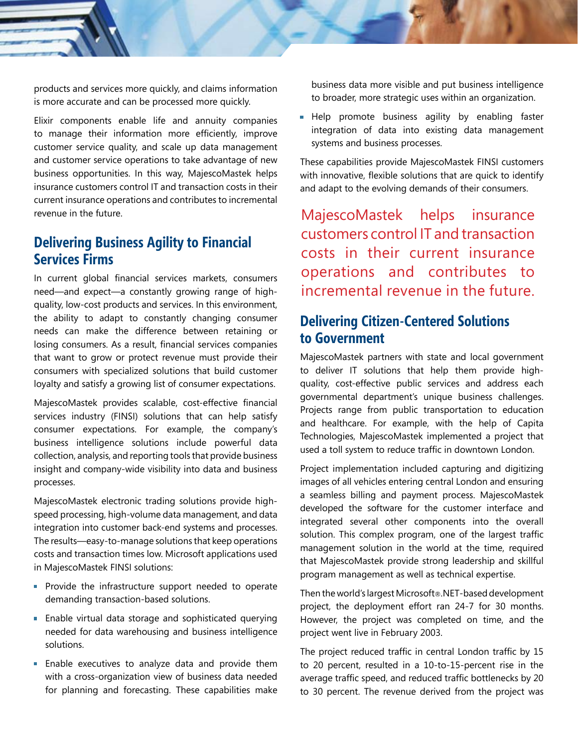products and services more quickly, and claims information is more accurate and can be processed more quickly.

Elixir components enable life and annuity companies to manage their information more efficiently, improve customer service quality, and scale up data management and customer service operations to take advantage of new business opportunities. In this way, MajescoMastek helps insurance customers control IT and transaction costs in their current insurance operations and contributes to incremental revenue in the future.

## Delivering Business Agility to Financial Services Firms

In current global financial services markets, consumers need—and expect—a constantly growing range of high-quality, low-cost products and services. In this environment, the ability to adapt to constantly changing consumer needs can make the difference between retaining or losing consumers. As a result, financial services companies that want to grow or protect revenue must provide their consumers with specialized solutions that build customer loyalty and satisfy a growing list of consumer expectations.

MajescoMastek provides scalable, cost-effective financial services industry (FINSI) solutions that can help satisfy consumer expectations. For example, the company's business intelligence solutions include powerful data collection, analysis, and reporting tools that provide business insight and company-wide visibility into data and business processes.

MajescoMastek electronic trading solutions provide high-speed processing, high-volume data management, and data integration into customer back-end systems and processes. The results—easy-to-manage solutions that keep operations costs and transaction times low. Microsoft applications used in MajescoMastek FINSI solutions:

- Provide the infrastructure support needed to operate demanding transaction-based solutions.
- Enable virtual data storage and sophisticated querying needed for data warehousing and business intelligence solutions.
- Enable executives to analyze data and provide them with a cross-organization view of business data needed for planning and forecasting. These capabilities make business data more visible and put business intelligence to broader, more strategic uses within an organization.
- Help promote business agility by enabling faster integration of data into existing data management systems and business processes.

These capabilities provide MajescoMastek FINSI customers with innovative, flexible solutions that are quick to identify and adapt to the evolving demands of their consumers.

MajescoMastek helps insurance customers control IT and transaction costs in their current insurance operations and contributes to incremental revenue in the future.

## Delivering Citizen-Centered Solutions to Government

MajescoMastek partners with state and local government to deliver IT solutions that help them provide high-quality, cost-effective public services and address each governmental department's unique business challenges. Projects range from public transportation to education and healthcare. For example, with the help of Capita Technologies, MajescoMastek implemented a project that used a toll system to reduce traffic in downtown London.

Project implementation included capturing and digitizing images of all vehicles entering central London and ensuring a seamless billing and payment process. MajescoMastek developed the software for the customer interface and integrated several other components into the overall solution. This complex program, one of the largest traffic management solution in the world at the time, required that MajescoMastek provide strong leadership and skillful program management as well as technical expertise.

Then the world's largest Microsoft®.NET-based development project, the deployment effort ran 24-7 for 30 months. However, the project was completed on time, and the project went live in February 2003.

The project reduced traffic in central London traffic by 15 to 20 percent, resulted in a 10-to-15-percent rise in the average traffic speed, and reduced traffic bottlenecks by 20 to 30 percent. The revenue derived from the project was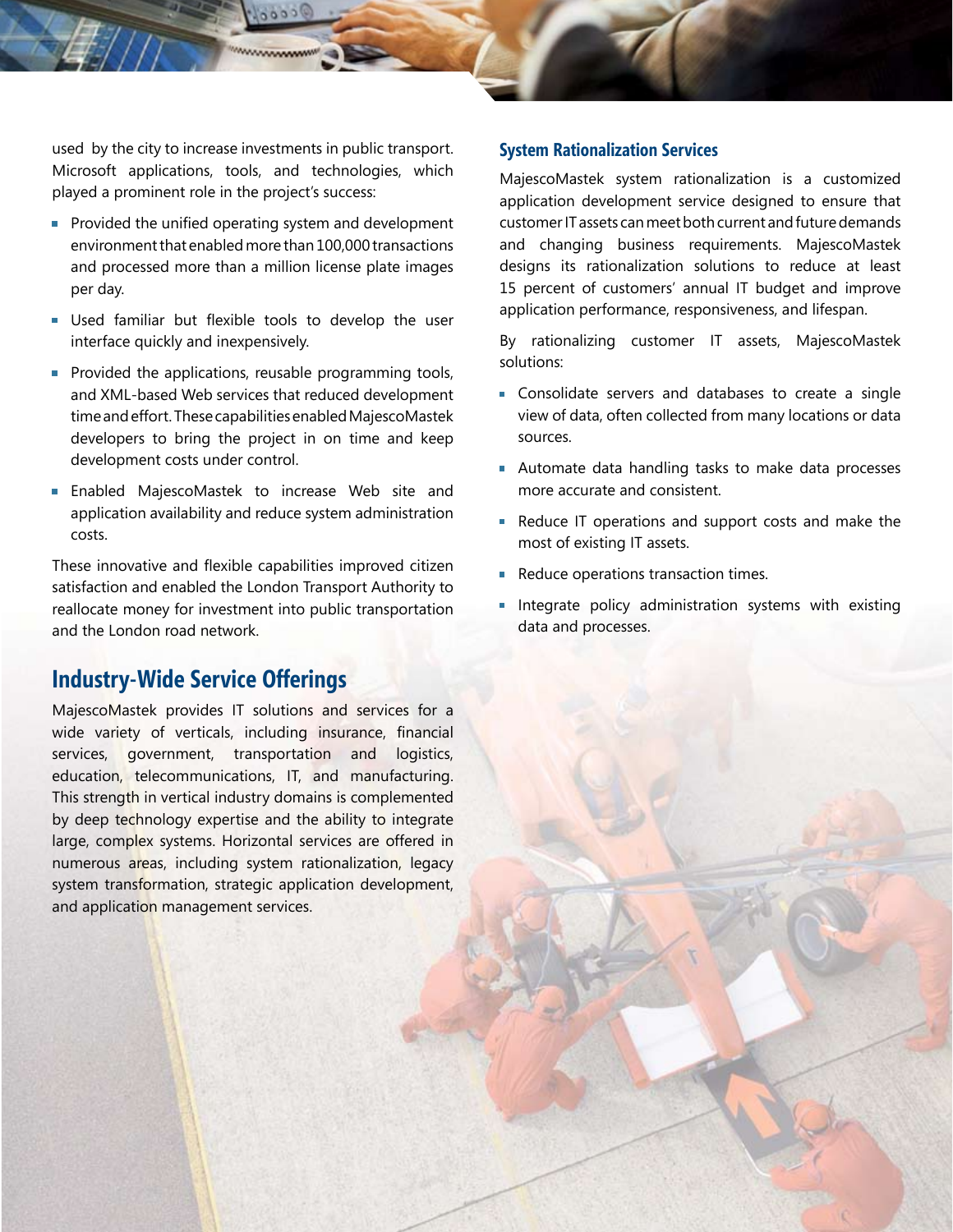used by the city to increase investments in public transport. Microsoft applications, tools, and technologies, which played a prominent role in the project's success:

- Provided the unified operating system and development environment that enabled more than 100,000 transactions and processed more than a million license plate images per day.
- Used familiar but flexible tools to develop the user interface quickly and inexpensively.
- Provided the applications, reusable programming tools, and XML-based Web services that reduced development time and effort. These capabilities enabled MajescoMastek developers to bring the project in on time and keep development costs under control.
- Enabled MajescoMastek to increase Web site and application availability and reduce system administration costs.

These innovative and flexible capabilities improved citizen satisfaction and enabled the London Transport Authority to reallocate money for investment into public transportation and the London road network.

## Industry-Wide Service Offerings

MajescoMastek provides IT solutions and services for a wide variety of verticals, including insurance, financial services, government, transportation and logistics, education, telecommunications, IT, and manufacturing. This strength in vertical industry domains is complemented by deep technology expertise and the ability to integrate large, complex systems. Horizontal services are offered in numerous areas, including system rationalization, legacy system transformation, strategic application development, and application management services.

### System Rationalization Services

MajescoMastek system rationalization is a customized application development service designed to ensure that customer IT assets can meet both current and future demands and changing business requirements. MajescoMastek designs its rationalization solutions to reduce at least 15 percent of customers' annual IT budget and improve application performance, responsiveness, and lifespan.

By rationalizing customer IT assets, MajescoMastek solutions:

- Consolidate servers and databases to create a single view of data, often collected from many locations or data sources.
- Automate data handling tasks to make data processes more accurate and consistent.
- Reduce IT operations and support costs and make the most of existing IT assets.
- Reduce operations transaction times.
- Integrate policy administration systems with existing data and processes.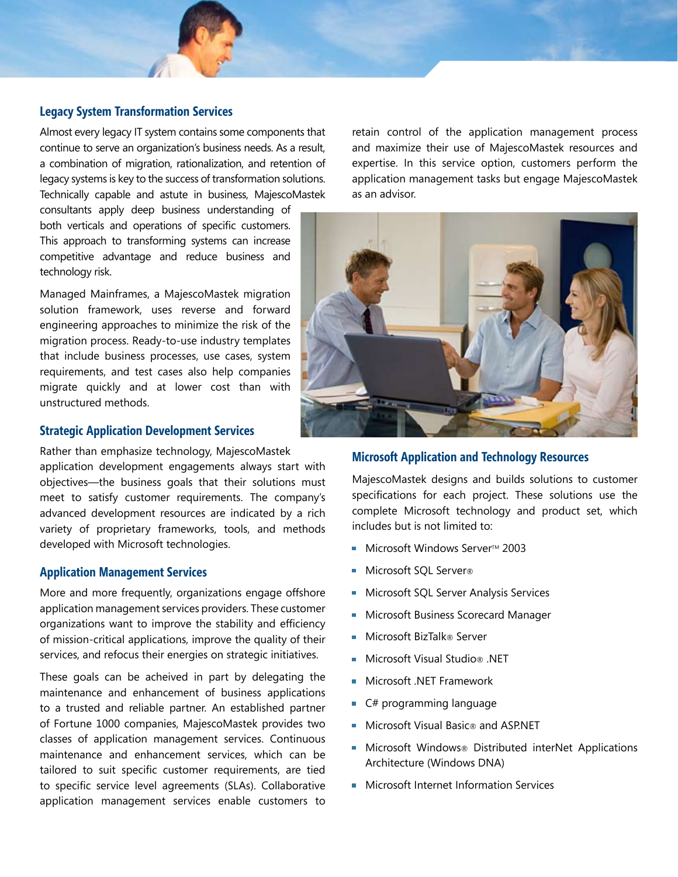## Legacy System Transformation Services

Almost every legacy IT system contains some components that continue to serve an organization's business needs. As a result, a combination of migration, rationalization, and retention of legacy systems is key to the success of transformation solutions. Technically capable and astute in business, MajescoMastek consultants apply deep business understanding of both verticals and operations of specific customers. This approach to transforming systems can increase competitive advantage and reduce business and technology risk.

Managed Mainframes, a MajescoMastek migration solution framework, uses reverse and forward engineering approaches to minimize the risk of the migration process. Ready-to-use industry templates that include business processes, use cases, system requirements, and test cases also help companies migrate quickly and at lower cost than with unstructured methods.

## Strategic Application Development Services

Rather than emphasize technology, MajescoMastek application development engagements always start with objectives—the business goals that their solutions must meet to satisfy customer requirements. The company's advanced development resources are indicated by a rich variety of proprietary frameworks, tools, and methods developed with Microsoft technologies.

## Application Management Services

More and more frequently, organizations engage offshore application management services providers. These customer organizations want to improve the stability and efficiency of mission-critical applications, improve the quality of their services, and refocus their energies on strategic initiatives.

These goals can be acheived in part by delegating the maintenance and enhancement of business applications to a trusted and reliable partner. An established partner of Fortune 1000 companies, MajescoMastek provides two classes of application management services. Continuous maintenance and enhancement services, which can be tailored to suit specific customer requirements, are tied to specific service level agreements (SLAs). Collaborative application management services enable customers to retain control of the application management process and maximize their use of MajescoMastek resources and expertise. In this service option, customers perform the application management tasks but engage MajescoMastek as an advisor.

## Microsoft Application and Technology Resources

MajescoMastek designs and builds solutions to customer specifications for each project. These solutions use the complete Microsoft technology and product set, which includes but is not limited to:

- Microsoft Windows Server™ 2003
- Microsoft SQL Server®
- Microsoft SQL Server Analysis Services
- Microsoft Business Scorecard Manager
- Microsoft BizTalk® Server
- Microsoft Visual Studio® .NET
- Microsoft .NET Framework
- C# programming language
- Microsoft Visual Basic® and ASP.NET
- Microsoft Windows® Distributed interNet Applications Architecture (Windows DNA)
- Microsoft Internet Information Services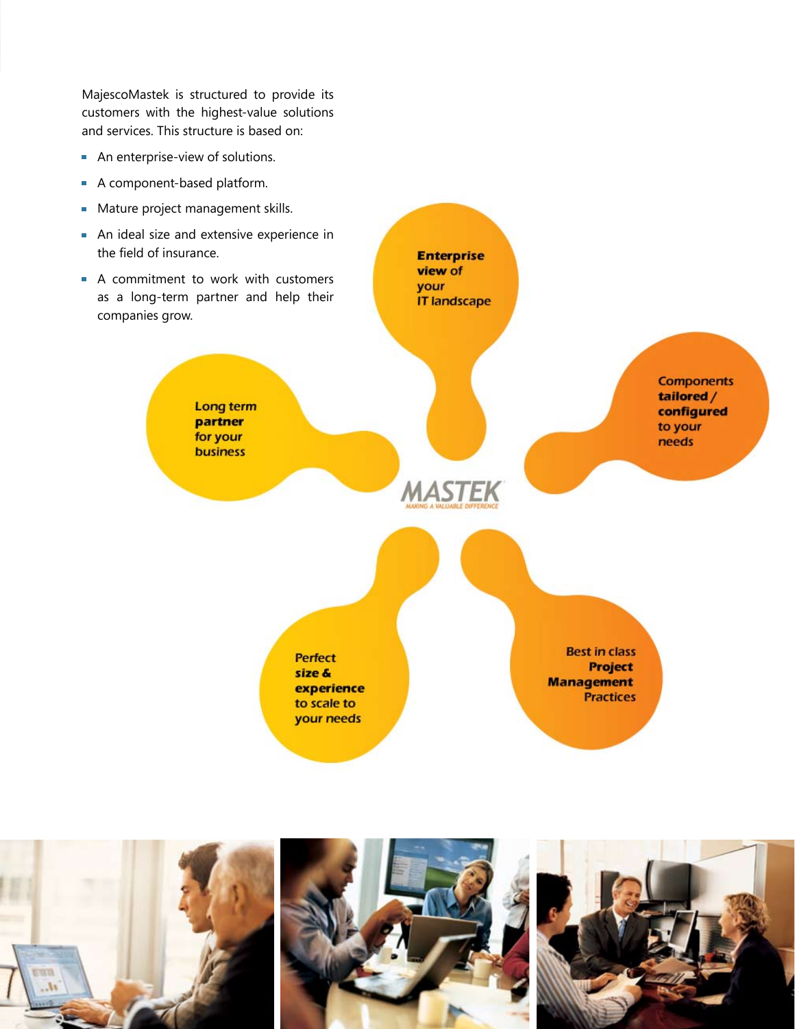MajescoMastek is structured to provide its customers with the highest-value solutions and services. This structure is based on:

- An enterprise-view of solutions.
- A component-based platform.
- Mature project management skills.
- An ideal size and extensive experience in the field of insurance.
- A commitment to work with customers as a long-term partner and help their companies grow.

**Enterprise view** of **your** IT landscape

Long term **partner** for your business

Components **tailored / configured** to your needs

MASTEK

MAKING A VALUABLE DIFFERENCE

Perfect **size & experience** to scale to your needs

Best in class **Project Management** Practices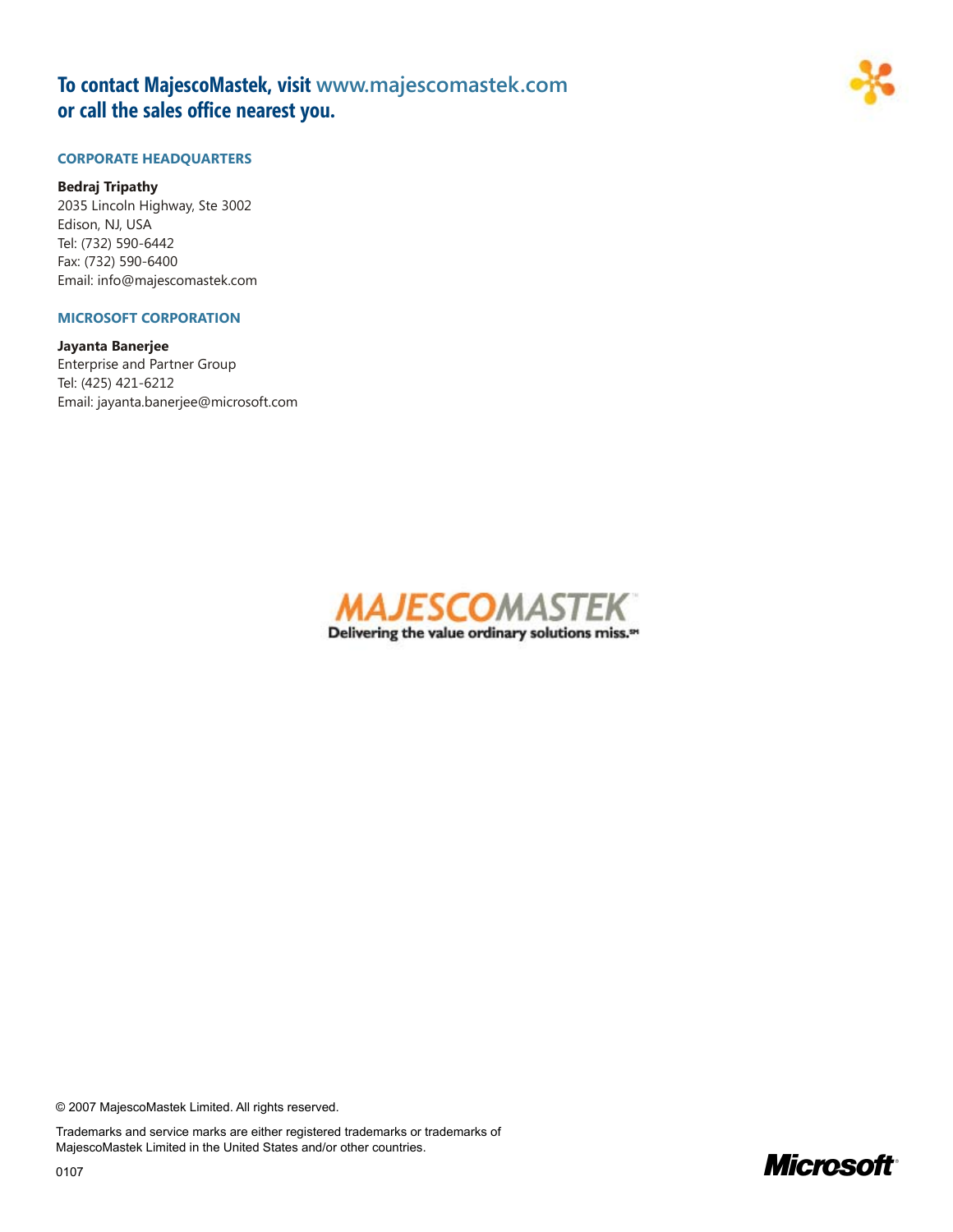## To contact MajescoMastek, visit www.majescomastek.com or call the sales office nearest you.

### CORPORATE HEADQUARTERS

**Bedraj Tripathy**
2035 Lincoln Highway, Ste 3002
Edison, NJ, USA
Tel: (732) 590-6442
Fax: (732) 590-6400
Email: info@majescomastek.com

### MICROSOFT CORPORATION

**Jayanta Banerjee**
Enterprise and Partner Group
Tel: (425) 421-6212
Email: jayanta.banerjee@microsoft.com

MAJESCOMASTEK
Delivering the value ordinary solutions miss.SM

© 2007 MajescoMastek Limited. All rights reserved.

Trademarks and service marks are either registered trademarks or trademarks of MajescoMastek Limited in the United States and/or other countries.

0107

Microsoft